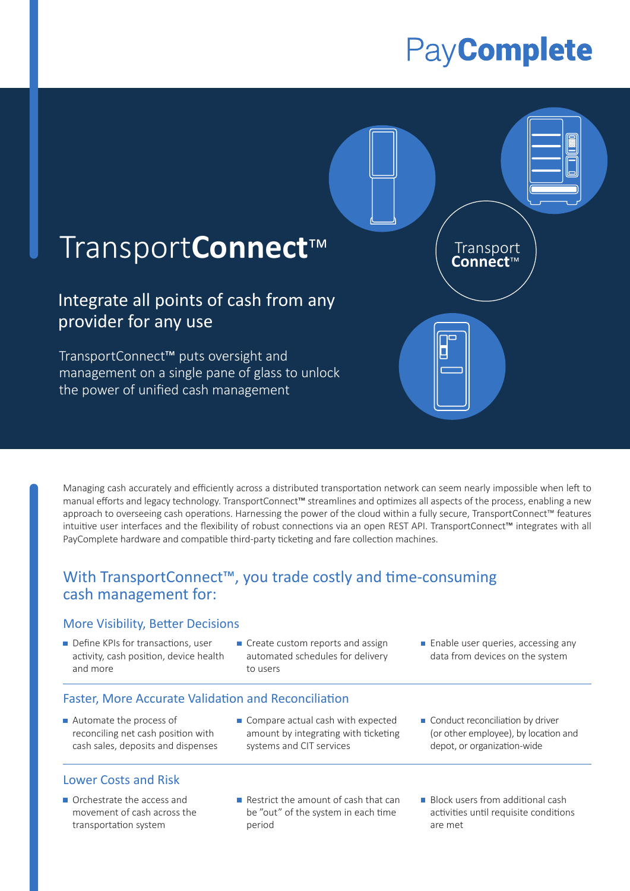# TransportConnect™

## Integrate all points of cash from any provider for any use

TransportConnect™ puts oversight and management on a single pane of glass to unlock the power of unified cash management

Managing cash accurately and efficiently across a distributed transportation network can seem nearly impossible when left to manual efforts and legacy technology. TransportConnect™ streamlines and optimizes all aspects of the process, enabling a new approach to overseeing cash operations. Harnessing the power of the cloud within a fully secure, TransportConnect™ features intuitive user interfaces and the flexibility of robust connections via an open REST API. TransportConnect™ integrates with all PayComplete hardware and compatible third-party ticketing and fare collection machines.

## With TransportConnect™, you trade costly and time-consuming cash management for:

### More Visibility, Better Decisions

- Define KPIs for transactions, user activity, cash position, device health and more
- Create custom reports and assign automated schedules for delivery to users
- Enable user queries, accessing any data from devices on the system

### Faster, More Accurate Validation and Reconciliation

- Automate the process of reconciling net cash position with cash sales, deposits and dispenses
- Compare actual cash with expected amount by integrating with ticketing systems and CIT services
- Conduct reconciliation by driver (or other employee), by location and depot, or organization-wide

### Lower Costs and Risk

- Orchestrate the access and movement of cash across the transportation system
- Restrict the amount of cash that can be "out" of the system in each time period
- Block users from additional cash activities until requisite conditions are met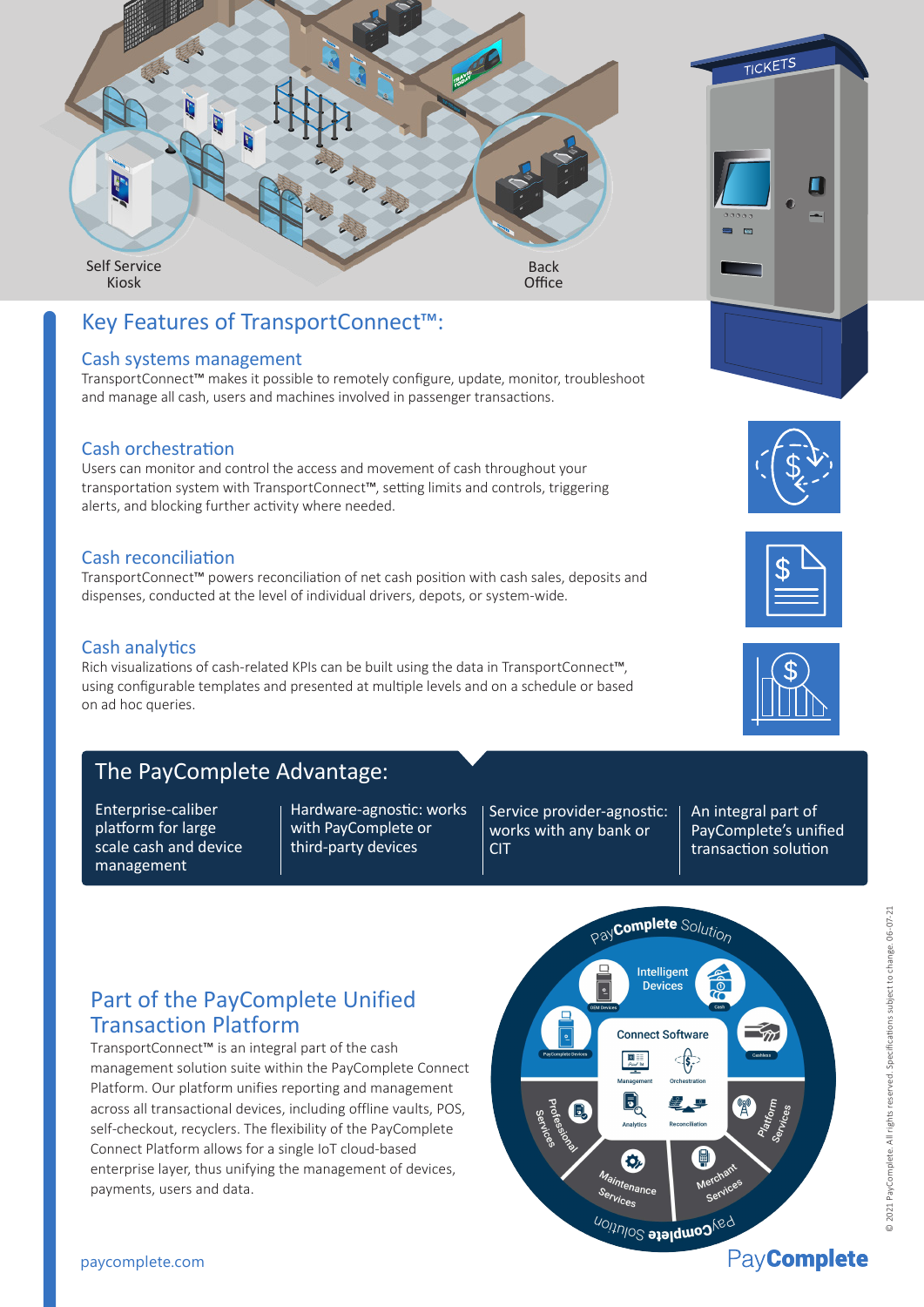Self Service Kiosk

Back Office

## Key Features of TransportConnect™:

### Cash systems management

TransportConnect™ makes it possible to remotely configure, update, monitor, troubleshoot and manage all cash, users and machines involved in passenger transactions.

### Cash orchestration

Users can monitor and control the access and movement of cash throughout your transportation system with TransportConnect™, setting limits and controls, triggering alerts, and blocking further activity where needed.

### Cash reconciliation

TransportConnect™ powers reconciliation of net cash position with cash sales, deposits and dispenses, conducted at the level of individual drivers, depots, or system-wide.

### Cash analytics

Rich visualizations of cash-related KPIs can be built using the data in TransportConnect™, using configurable templates and presented at multiple levels and on a schedule or based on ad hoc queries.

## The PayComplete Advantage:

- Enterprise-caliber platform for large scale cash and device management
- Hardware-agnostic: works with PayComplete or third-party devices
- Service provider-agnostic: works with any bank or CIT
- An integral part of PayComplete's unified transaction solution

## Part of the PayComplete Unified Transaction Platform

TransportConnect™ is an integral part of the cash management solution suite within the PayComplete Connect Platform. Our platform unifies reporting and management across all transactional devices, including offline vaults, POS, self-checkout, recyclers. The flexibility of the PayComplete Connect Platform allows for a single IoT cloud-based enterprise layer, thus unifying the management of devices, payments, users and data.

PayComplete Solution

Intelligent Devices

Connect Software

Management

Orchestration

Analytics

Reconciliation

Professional Services

Platform Services

Maintenance Services

Merchant Services

paycomplete.com

© 2021 PayComplete. All rights reserved. Specifications subject to change. 06-07-21